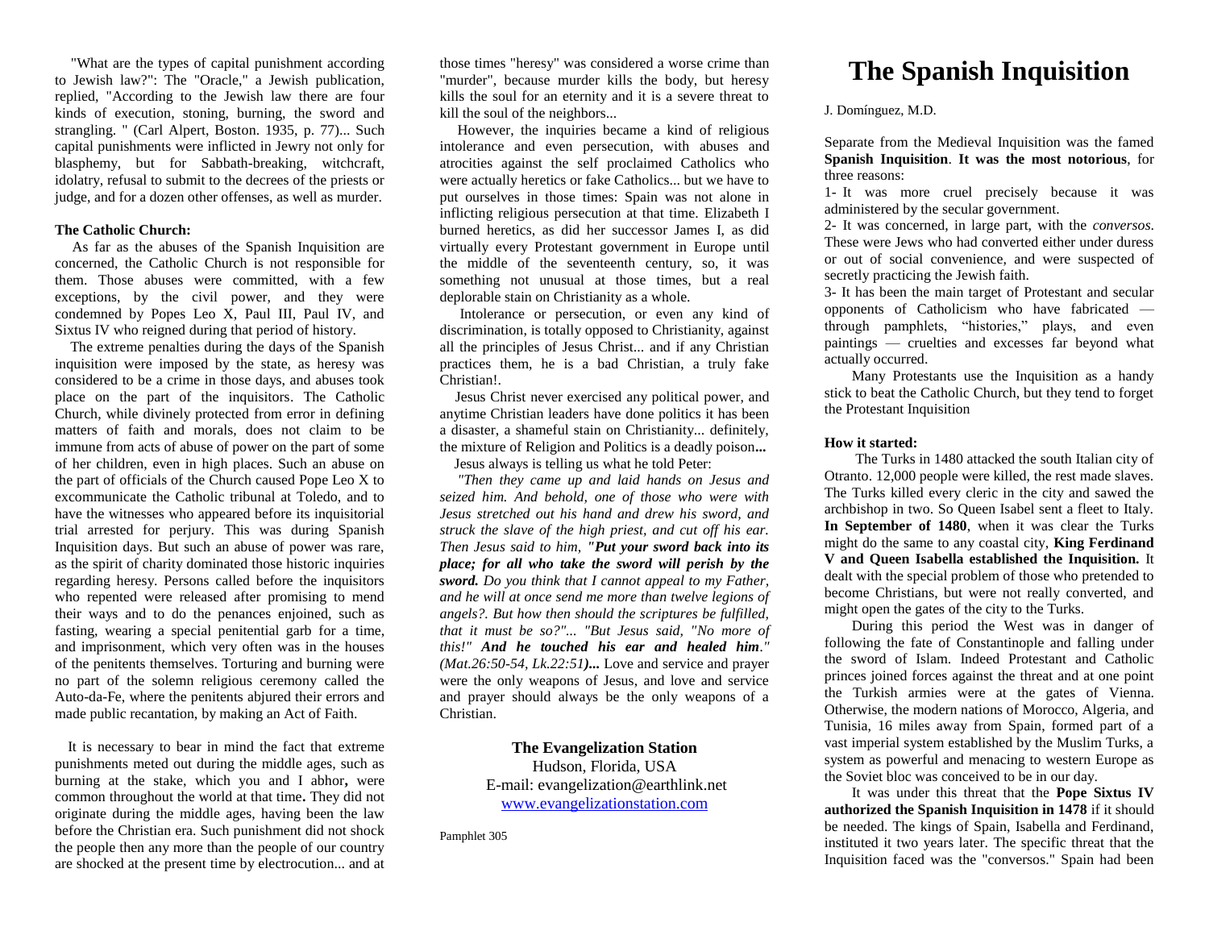"What are the types of capital punishment according to Jewish law?": The "Oracle," a Jewish publication, replied, "According to the Jewish law there are four kinds of execution, stoning, burning, the sword and strangling. " (Carl Alpert, Boston. 1935, p. 77)... Such capital punishments were inflicted in Jewry not only for blasphemy, but for Sabbath-breaking, witchcraft, idolatry, refusal to submit to the decrees of the priests or judge, and for a dozen other offenses, as well as murder.

**The Catholic Church:**

As far as the abuses of the Spanish Inquisition are concerned, the Catholic Church is not responsible for them. Those abuses were committed, with a few exceptions, by the civil power, and they were condemned by Popes Leo X, Paul III, Paul IV, and Sixtus IV who reigned during that period of history.

The extreme penalties during the days of the Spanish inquisition were imposed by the state, as heresy was considered to be a crime in those days, and abuses took place on the part of the inquisitors. The Catholic Church, while divinely protected from error in defining matters of faith and morals, does not claim to be immune from acts of abuse of power on the part of some of her children, even in high places. Such an abuse on the part of officials of the Church caused Pope Leo X to excommunicate the Catholic tribunal at Toledo, and to have the witnesses who appeared before its inquisitorial trial arrested for perjury. This was during Spanish Inquisition days. But such an abuse of power was rare, as the spirit of charity dominated those historic inquiries regarding heresy. Persons called before the inquisitors who repented were released after promising to mend their ways and to do the penances enjoined, such as fasting, wearing a special penitential garb for a time, and imprisonment, which very often was in the houses of the penitents themselves. Torturing and burning were no part of the solemn religious ceremony called the Auto-da-Fe, where the penitents abjured their errors and made public recantation, by making an Act of Faith.

It is necessary to bear in mind the fact that extreme punishments meted out during the middle ages, such as burning at the stake, which you and I abhor**,** were common throughout the world at that time**.** They did not originate during the middle ages, having been the law before the Christian era. Such punishment did not shock the people then any more than the people of our country are shocked at the present time by electrocution... and at those times "heresy" was considered a worse crime than "murder", because murder kills the body, but heresy kills the soul for an eternity and it is a severe threat to kill the soul of the neighbors...

However, the inquiries became a kind of religious intolerance and even persecution, with abuses and atrocities against the self proclaimed Catholics who were actually heretics or fake Catholics... but we have to put ourselves in those times: Spain was not alone in inflicting religious persecution at that time. Elizabeth I burned heretics, as did her successor James I, as did virtually every Protestant government in Europe until the middle of the seventeenth century, so, it was something not unusual at those times, but a real deplorable stain on Christianity as a whole.

Intolerance or persecution, or even any kind of discrimination, is totally opposed to Christianity, against all the principles of Jesus Christ... and if any Christian practices them, he is a bad Christian, a truly fake Christian!.

Jesus Christ never exercised any political power, and anytime Christian leaders have done politics it has been a disaster, a shameful stain on Christianity... definitely, the mixture of Religion and Politics is a deadly poison**...**

Jesus always is telling us what he told Peter:

*"Then they came up and laid hands on Jesus and seized him. And behold, one of those who were with Jesus stretched out his hand and drew his sword, and struck the slave of the high priest, and cut off his ear. Then Jesus said to him, "**Put your sword back into its place; for all who take the sword will perish by the sword.** Do you think that I cannot appeal to my Father, and he will at once send me more than twelve legions of angels?. But how then should the scriptures be fulfilled, that it must be so?"... "But Jesus said, "No more of this!" **And he touched his ear and healed him**." (Mat.26:50-54, Lk.22:51)**...*** Love and service and prayer were the only weapons of Jesus, and love and service and prayer should always be the only weapons of a Christian.

**The Evangelization Station**
Hudson, Florida, USA
E-mail: evangelization@earthlink.net
www.evangelizationstation.com

Pamphlet 305

# The Spanish Inquisition

J. Domínguez, M.D.

Separate from the Medieval Inquisition was the famed **Spanish Inquisition**. **It was the most notorious**, for three reasons:

1- It was more cruel precisely because it was administered by the secular government.

2- It was concerned, in large part, with the *conversos*. These were Jews who had converted either under duress or out of social convenience, and were suspected of secretly practicing the Jewish faith.

3- It has been the main target of Protestant and secular opponents of Catholicism who have fabricated — through pamphlets, "histories," plays, and even paintings — cruelties and excesses far beyond what actually occurred.

Many Protestants use the Inquisition as a handy stick to beat the Catholic Church, but they tend to forget the Protestant Inquisition

**How it started:**

The Turks in 1480 attacked the south Italian city of Otranto. 12,000 people were killed, the rest made slaves. The Turks killed every cleric in the city and sawed the archbishop in two. So Queen Isabel sent a fleet to Italy. **In September of 1480**, when it was clear the Turks might do the same to any coastal city, **King Ferdinand V and Queen Isabella established the Inquisition.** It dealt with the special problem of those who pretended to become Christians, but were not really converted, and might open the gates of the city to the Turks.

During this period the West was in danger of following the fate of Constantinople and falling under the sword of Islam. Indeed Protestant and Catholic princes joined forces against the threat and at one point the Turkish armies were at the gates of Vienna. Otherwise, the modern nations of Morocco, Algeria, and Tunisia, 16 miles away from Spain, formed part of a vast imperial system established by the Muslim Turks, a system as powerful and menacing to western Europe as the Soviet bloc was conceived to be in our day.

It was under this threat that the **Pope Sixtus IV authorized the Spanish Inquisition in 1478** if it should be needed. The kings of Spain, Isabella and Ferdinand, instituted it two years later. The specific threat that the Inquisition faced was the "conversos." Spain had been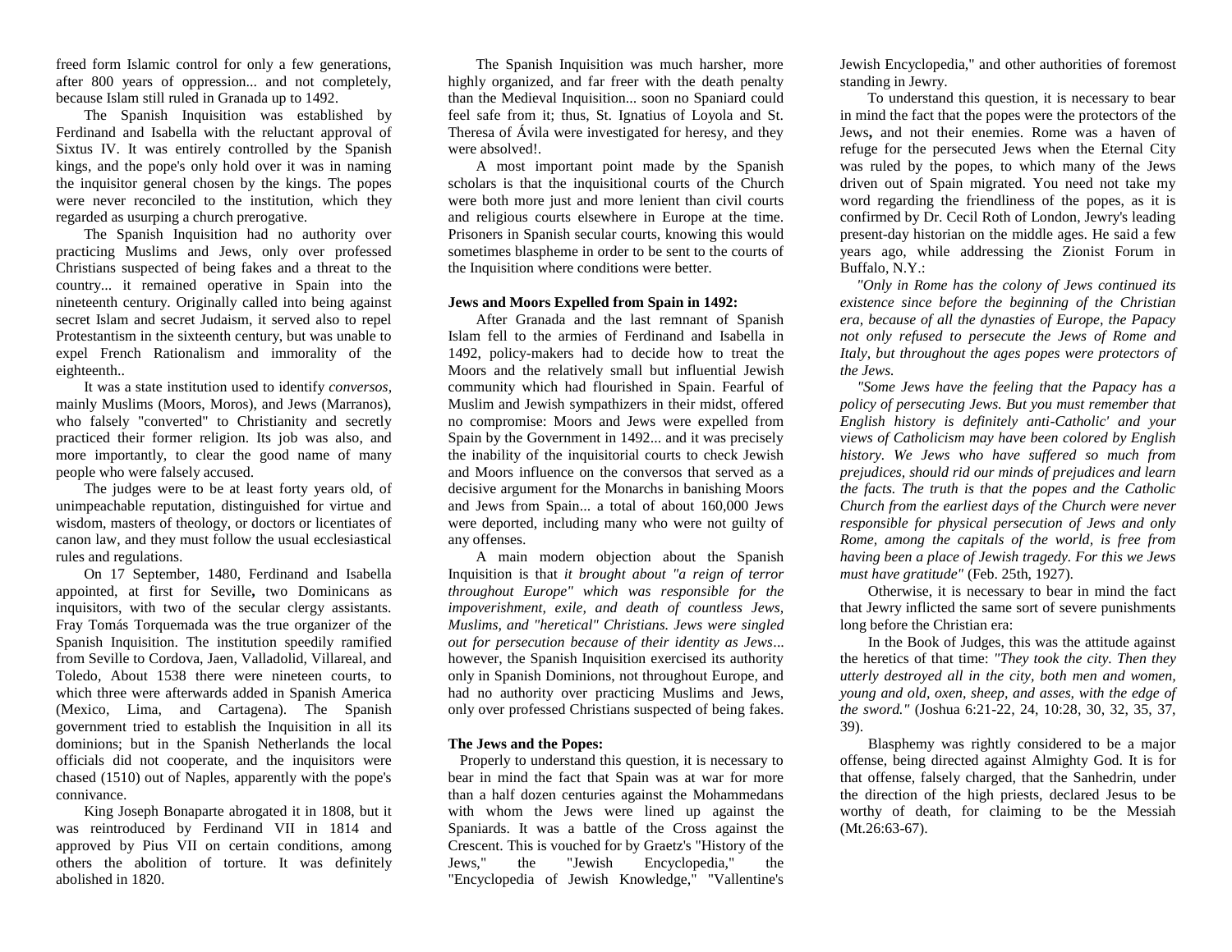freed form Islamic control for only a few generations, after 800 years of oppression... and not completely, because Islam still ruled in Granada up to 1492.

The Spanish Inquisition was established by Ferdinand and Isabella with the reluctant approval of Sixtus IV. It was entirely controlled by the Spanish kings, and the pope's only hold over it was in naming the inquisitor general chosen by the kings. The popes were never reconciled to the institution, which they regarded as usurping a church prerogative.

The Spanish Inquisition had no authority over practicing Muslims and Jews, only over professed Christians suspected of being fakes and a threat to the country... it remained operative in Spain into the nineteenth century. Originally called into being against secret Islam and secret Judaism, it served also to repel Protestantism in the sixteenth century, but was unable to expel French Rationalism and immorality of the eighteenth..

It was a state institution used to identify *conversos*, mainly Muslims (Moors, Moros), and Jews (Marranos), who falsely "converted" to Christianity and secretly practiced their former religion. Its job was also, and more importantly, to clear the good name of many people who were falsely accused.

The judges were to be at least forty years old, of unimpeachable reputation, distinguished for virtue and wisdom, masters of theology, or doctors or licentiates of canon law, and they must follow the usual ecclesiastical rules and regulations.

On 17 September, 1480, Ferdinand and Isabella appointed, at first for Seville**,** two Dominicans as inquisitors, with two of the secular clergy assistants. Fray Tomás Torquemada was the true organizer of the Spanish Inquisition. The institution speedily ramified from Seville to Cordova, Jaen, Valladolid, Villareal, and Toledo, About 1538 there were nineteen courts, to which three were afterwards added in Spanish America (Mexico, Lima, and Cartagena). The Spanish government tried to establish the Inquisition in all its dominions; but in the Spanish Netherlands the local officials did not cooperate, and the inquisitors were chased (1510) out of Naples, apparently with the pope's connivance.

King Joseph Bonaparte abrogated it in 1808, but it was reintroduced by Ferdinand VII in 1814 and approved by Pius VII on certain conditions, among others the abolition of torture. It was definitely abolished in 1820.

The Spanish Inquisition was much harsher, more highly organized, and far freer with the death penalty than the Medieval Inquisition... soon no Spaniard could feel safe from it; thus, St. Ignatius of Loyola and St. Theresa of Ávila were investigated for heresy, and they were absolved!.

A most important point made by the Spanish scholars is that the inquisitional courts of the Church were both more just and more lenient than civil courts and religious courts elsewhere in Europe at the time. Prisoners in Spanish secular courts, knowing this would sometimes blaspheme in order to be sent to the courts of the Inquisition where conditions were better.

**Jews and Moors Expelled from Spain in 1492:**

After Granada and the last remnant of Spanish Islam fell to the armies of Ferdinand and Isabella in 1492, policy-makers had to decide how to treat the Moors and the relatively small but influential Jewish community which had flourished in Spain. Fearful of Muslim and Jewish sympathizers in their midst, offered no compromise: Moors and Jews were expelled from Spain by the Government in 1492... and it was precisely the inability of the inquisitorial courts to check Jewish and Moors influence on the conversos that served as a decisive argument for the Monarchs in banishing Moors and Jews from Spain... a total of about 160,000 Jews were deported, including many who were not guilty of any offenses.

A main modern objection about the Spanish Inquisition is that *it brought about "a reign of terror throughout Europe" which was responsible for the impoverishment, exile, and death of countless Jews, Muslims, and "heretical" Christians. Jews were singled out for persecution because of their identity as Jews*… however, the Spanish Inquisition exercised its authority only in Spanish Dominions, not throughout Europe, and had no authority over practicing Muslims and Jews, only over professed Christians suspected of being fakes.

**The Jews and the Popes:**

Properly to understand this question, it is necessary to bear in mind the fact that Spain was at war for more than a half dozen centuries against the Mohammedans with whom the Jews were lined up against the Spaniards. It was a battle of the Cross against the Crescent. This is vouched for by Graetz's "History of the Jews," the "Jewish Encyclopedia," the "Encyclopedia of Jewish Knowledge," "Vallentine's Jewish Encyclopedia," and other authorities of foremost standing in Jewry.

To understand this question, it is necessary to bear in mind the fact that the popes were the protectors of the Jews**,** and not their enemies. Rome was a haven of refuge for the persecuted Jews when the Eternal City was ruled by the popes, to which many of the Jews driven out of Spain migrated. You need not take my word regarding the friendliness of the popes, as it is confirmed by Dr. Cecil Roth of London, Jewry's leading present-day historian on the middle ages. He said a few years ago, while addressing the Zionist Forum in Buffalo, N.Y.:

*"Only in Rome has the colony of Jews continued its existence since before the beginning of the Christian era, because of all the dynasties of Europe, the Papacy not only refused to persecute the Jews of Rome and Italy, but throughout the ages popes were protectors of the Jews.*

*"Some Jews have the feeling that the Papacy has a policy of persecuting Jews. But you must remember that English history is definitely anti-Catholic' and your views of Catholicism may have been colored by English history. We Jews who have suffered so much from prejudices, should rid our minds of prejudices and learn the facts. The truth is that the popes and the Catholic Church from the earliest days of the Church were never responsible for physical persecution of Jews and only Rome, among the capitals of the world, is free from having been a place of Jewish tragedy. For this we Jews must have gratitude"* (Feb. 25th, 1927).

Otherwise, it is necessary to bear in mind the fact that Jewry inflicted the same sort of severe punishments long before the Christian era:

In the Book of Judges, this was the attitude against the heretics of that time: *"They took the city. Then they utterly destroyed all in the city, both men and women, young and old, oxen, sheep, and asses, with the edge of the sword."* (Joshua 6:21-22, 24, 10:28, 30, 32, 35, 37, 39).

Blasphemy was rightly considered to be a major offense, being directed against Almighty God. It is for that offense, falsely charged, that the Sanhedrin, under the direction of the high priests, declared Jesus to be worthy of death, for claiming to be the Messiah (Mt.26:63-67).